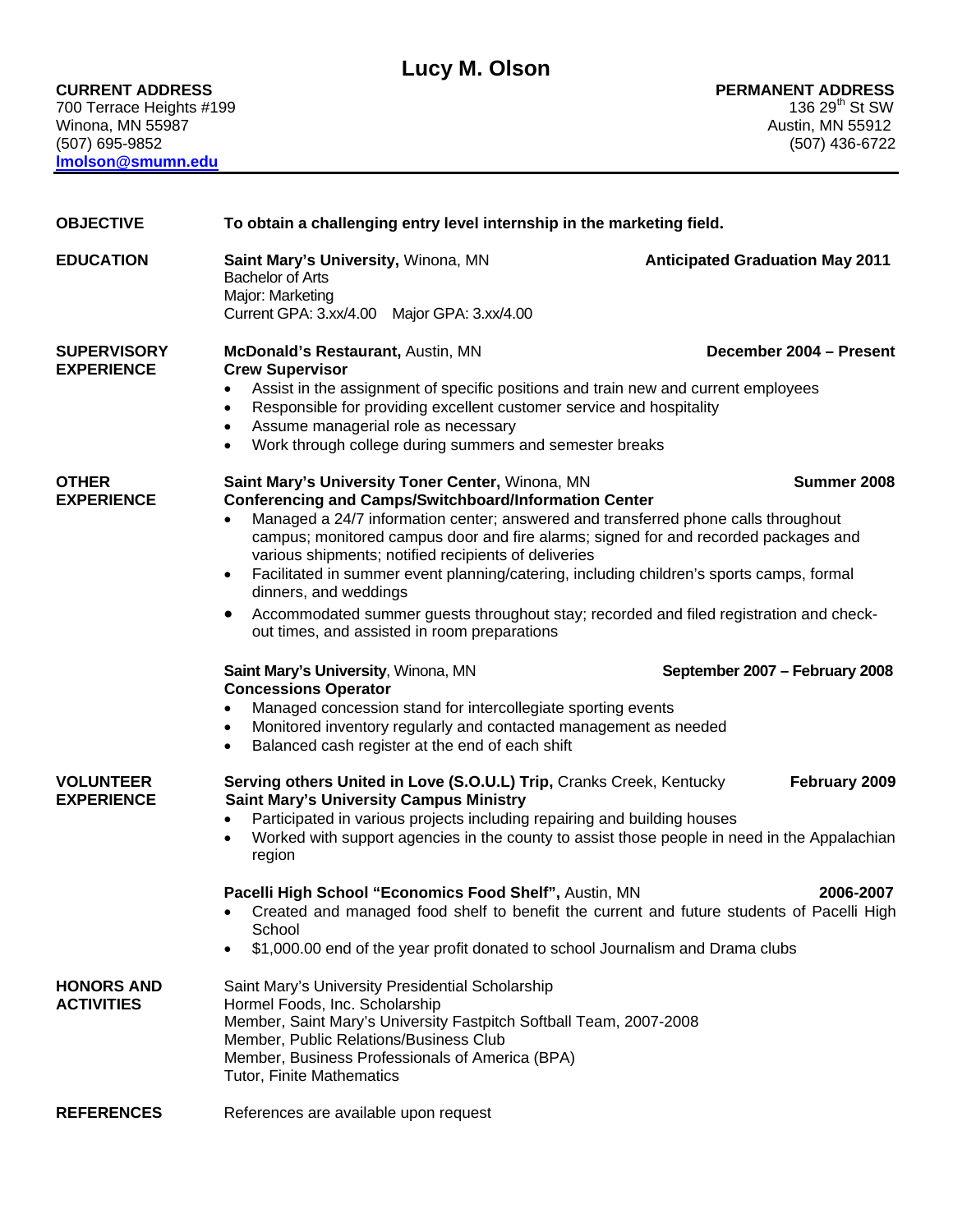# Lucy M. Olson

**CURRENT ADDRESS**
700 Terrace Heights #199
Winona, MN 55987
(507) 695-9852
lmolson@smumn.edu

**PERMANENT ADDRESS**
136 29th St SW
Austin, MN 55912
(507) 436-6722

---

## OBJECTIVE

**To obtain a challenging entry level internship in the marketing field.**

## EDUCATION

**Saint Mary's University,** Winona, MN — **Anticipated Graduation May 2011**
Bachelor of Arts
Major: Marketing
Current GPA: 3.xx/4.00 Major GPA: 3.xx/4.00

## SUPERVISORY EXPERIENCE

**McDonald's Restaurant,** Austin, MN — **December 2004 – Present**
**Crew Supervisor**

- Assist in the assignment of specific positions and train new and current employees
- Responsible for providing excellent customer service and hospitality
- Assume managerial role as necessary
- Work through college during summers and semester breaks

## OTHER EXPERIENCE

**Saint Mary's University Toner Center,** Winona, MN — **Summer 2008**
**Conferencing and Camps/Switchboard/Information Center**

- Managed a 24/7 information center; answered and transferred phone calls throughout campus; monitored campus door and fire alarms; signed for and recorded packages and various shipments; notified recipients of deliveries
- Facilitated in summer event planning/catering, including children's sports camps, formal dinners, and weddings
- Accommodated summer guests throughout stay; recorded and filed registration and check-out times, and assisted in room preparations

**Saint Mary's University**, Winona, MN — **September 2007 – February 2008**
**Concessions Operator**

- Managed concession stand for intercollegiate sporting events
- Monitored inventory regularly and contacted management as needed
- Balanced cash register at the end of each shift

## VOLUNTEER EXPERIENCE

**Serving others United in Love (S.O.U.L) Trip,** Cranks Creek, Kentucky — **February 2009**
**Saint Mary's University Campus Ministry**

- Participated in various projects including repairing and building houses
- Worked with support agencies in the county to assist those people in need in the Appalachian region

**Pacelli High School "Economics Food Shelf",** Austin, MN — **2006-2007**

- Created and managed food shelf to benefit the current and future students of Pacelli High School
- $1,000.00 end of the year profit donated to school Journalism and Drama clubs

## HONORS AND ACTIVITIES

Saint Mary's University Presidential Scholarship
Hormel Foods, Inc. Scholarship
Member, Saint Mary's University Fastpitch Softball Team, 2007-2008
Member, Public Relations/Business Club
Member, Business Professionals of America (BPA)
Tutor, Finite Mathematics

## REFERENCES

References are available upon request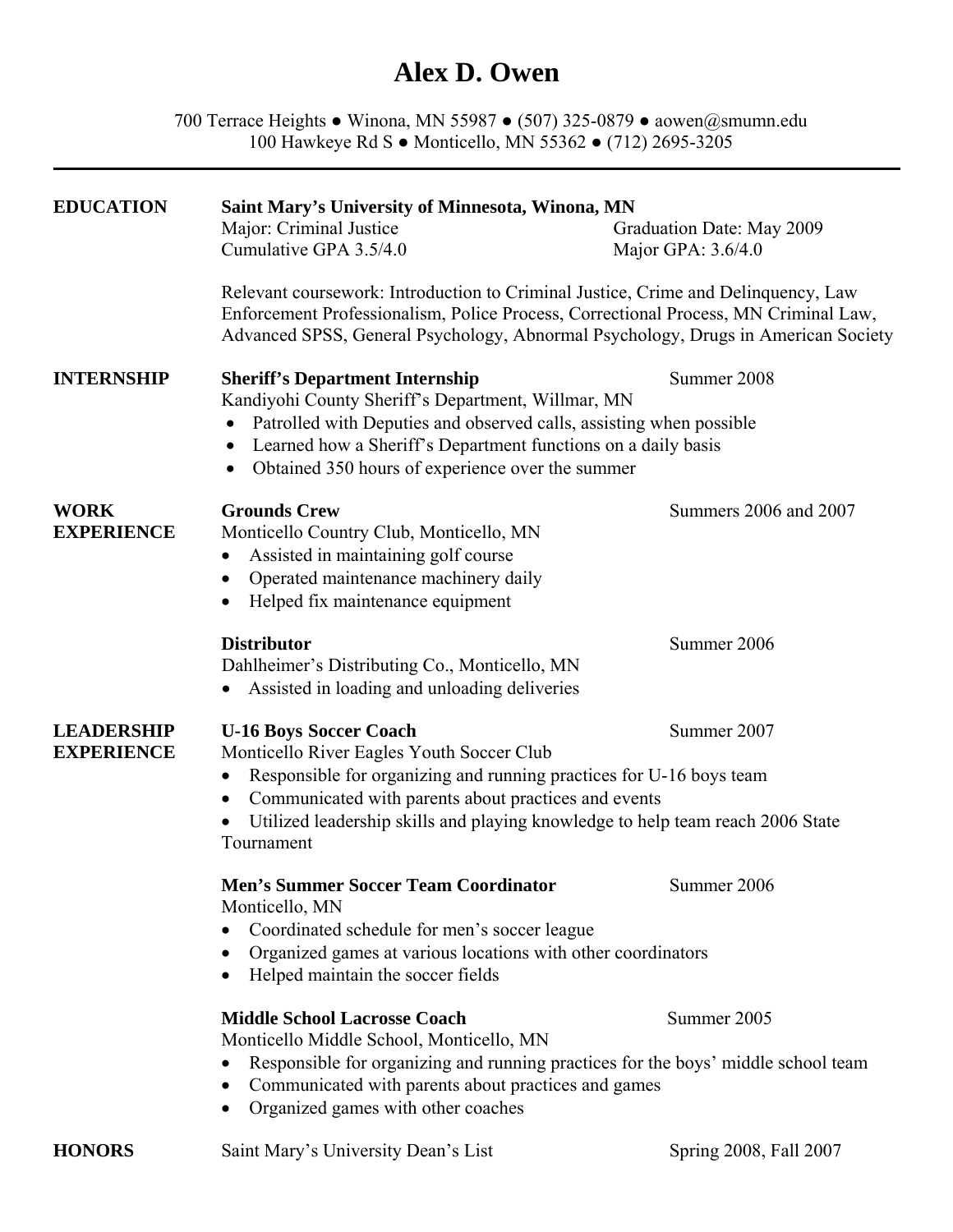# Alex D. Owen

700 Terrace Heights ● Winona, MN 55987 ● (507) 325-0879 ● aowen@smumn.edu
100 Hawkeye Rd S ● Monticello, MN 55362 ● (712) 2695-3205

---

## EDUCATION

**Saint Mary's University of Minnesota, Winona, MN**
Major: Criminal Justice — Graduation Date: May 2009
Cumulative GPA 3.5/4.0 — Major GPA: 3.6/4.0

Relevant coursework: Introduction to Criminal Justice, Crime and Delinquency, Law Enforcement Professionalism, Police Process, Correctional Process, MN Criminal Law, Advanced SPSS, General Psychology, Abnormal Psychology, Drugs in American Society

## INTERNSHIP

**Sheriff's Department Internship** — Summer 2008
Kandiyohi County Sheriff's Department, Willmar, MN

- Patrolled with Deputies and observed calls, assisting when possible
- Learned how a Sheriff's Department functions on a daily basis
- Obtained 350 hours of experience over the summer

## WORK EXPERIENCE

**Grounds Crew** — Summers 2006 and 2007
Monticello Country Club, Monticello, MN

- Assisted in maintaining golf course
- Operated maintenance machinery daily
- Helped fix maintenance equipment

**Distributor** — Summer 2006
Dahlheimer's Distributing Co., Monticello, MN

- Assisted in loading and unloading deliveries

## LEADERSHIP EXPERIENCE

**U-16 Boys Soccer Coach** — Summer 2007
Monticello River Eagles Youth Soccer Club

- Responsible for organizing and running practices for U-16 boys team
- Communicated with parents about practices and events
- Utilized leadership skills and playing knowledge to help team reach 2006 State Tournament

**Men's Summer Soccer Team Coordinator** — Summer 2006
Monticello, MN

- Coordinated schedule for men's soccer league
- Organized games at various locations with other coordinators
- Helped maintain the soccer fields

**Middle School Lacrosse Coach** — Summer 2005
Monticello Middle School, Monticello, MN

- Responsible for organizing and running practices for the boys' middle school team
- Communicated with parents about practices and games
- Organized games with other coaches

## HONORS

Saint Mary's University Dean's List — Spring 2008, Fall 2007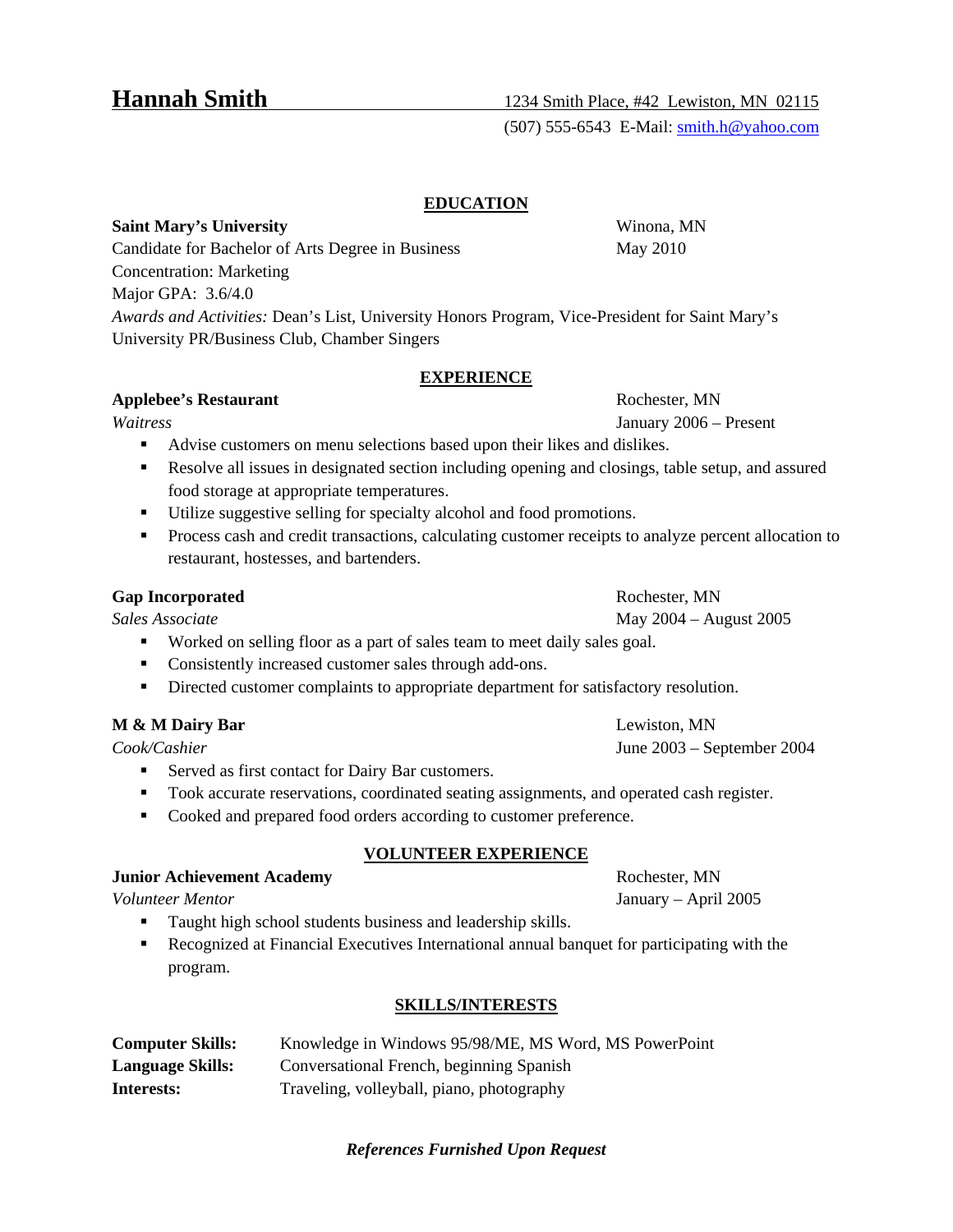# Hannah Smith

1234 Smith Place, #42 Lewiston, MN 02115
(507) 555-6543 E-Mail: smith.h@yahoo.com

## EDUCATION

**Saint Mary's University** — Winona, MN
Candidate for Bachelor of Arts Degree in Business — May 2010
Concentration: Marketing
Major GPA: 3.6/4.0
*Awards and Activities:* Dean's List, University Honors Program, Vice-President for Saint Mary's University PR/Business Club, Chamber Singers

## EXPERIENCE

**Applebee's Restaurant** — Rochester, MN
*Waitress* — January 2006 – Present

- Advise customers on menu selections based upon their likes and dislikes.
- Resolve all issues in designated section including opening and closings, table setup, and assured food storage at appropriate temperatures.
- Utilize suggestive selling for specialty alcohol and food promotions.
- Process cash and credit transactions, calculating customer receipts to analyze percent allocation to restaurant, hostesses, and bartenders.

**Gap Incorporated** — Rochester, MN
*Sales Associate* — May 2004 – August 2005

- Worked on selling floor as a part of sales team to meet daily sales goal.
- Consistently increased customer sales through add-ons.
- Directed customer complaints to appropriate department for satisfactory resolution.

**M & M Dairy Bar** — Lewiston, MN
*Cook/Cashier* — June 2003 – September 2004

- Served as first contact for Dairy Bar customers.
- Took accurate reservations, coordinated seating assignments, and operated cash register.
- Cooked and prepared food orders according to customer preference.

## VOLUNTEER EXPERIENCE

**Junior Achievement Academy** — Rochester, MN
*Volunteer Mentor* — January – April 2005

- Taught high school students business and leadership skills.
- Recognized at Financial Executives International annual banquet for participating with the program.

## SKILLS/INTERESTS

**Computer Skills:** Knowledge in Windows 95/98/ME, MS Word, MS PowerPoint
**Language Skills:** Conversational French, beginning Spanish
**Interests:** Traveling, volleyball, piano, photography

***References Furnished Upon Request***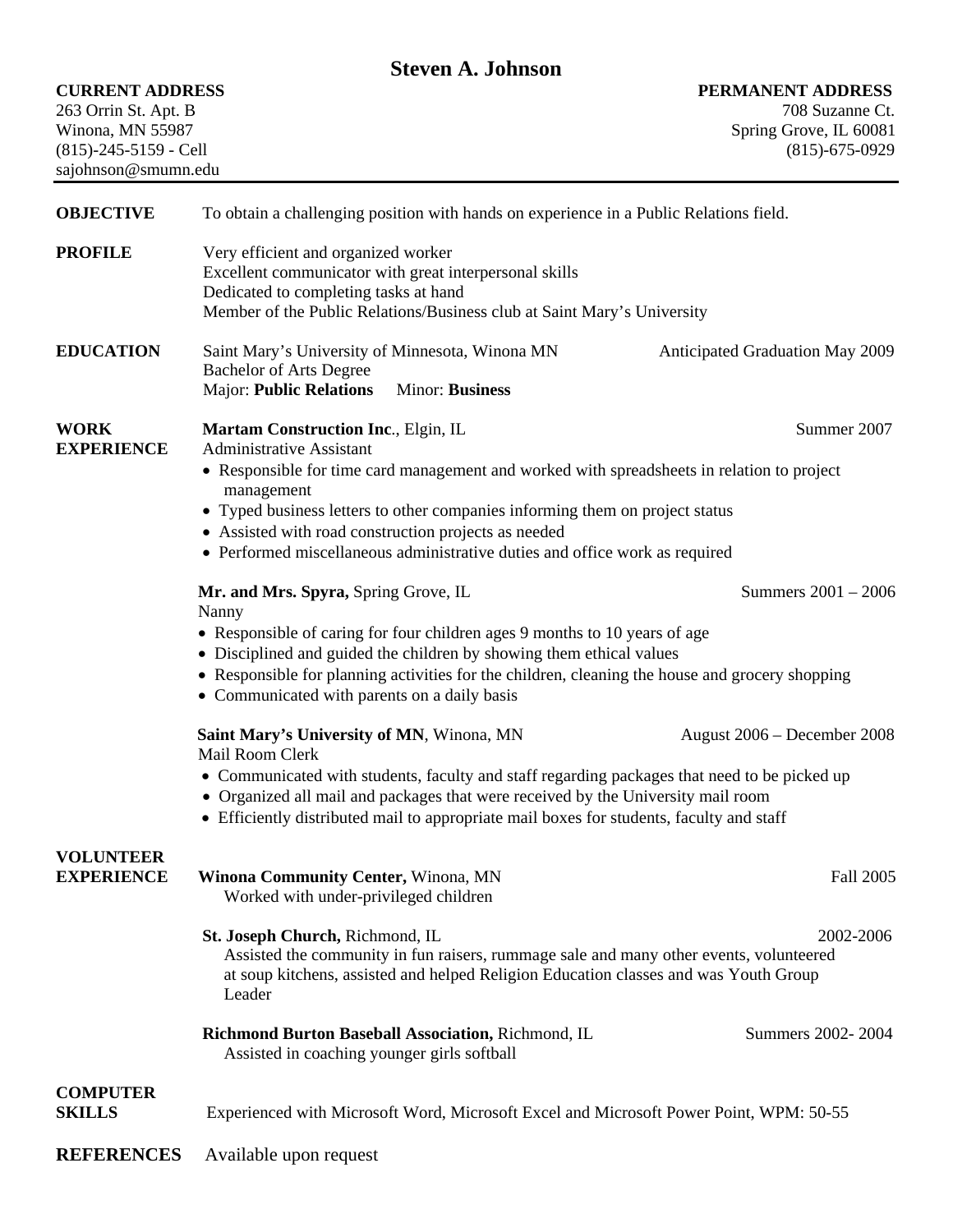# Steven A. Johnson

**CURRENT ADDRESS**
263 Orrin St. Apt. B
Winona, MN 55987
(815)-245-5159 - Cell
sajohnson@smumn.edu

**PERMANENT ADDRESS**
708 Suzanne Ct.
Spring Grove, IL 60081
(815)-675-0929

---

**OBJECTIVE**

To obtain a challenging position with hands on experience in a Public Relations field.

**PROFILE**

Very efficient and organized worker
Excellent communicator with great interpersonal skills
Dedicated to completing tasks at hand
Member of the Public Relations/Business club at Saint Mary's University

**EDUCATION**

Saint Mary's University of Minnesota, Winona MN — Anticipated Graduation May 2009
Bachelor of Arts Degree
Major: **Public Relations** Minor: **Business**

**WORK EXPERIENCE**

**Martam Construction Inc**., Elgin, IL — Summer 2007
Administrative Assistant

- Responsible for time card management and worked with spreadsheets in relation to project management
- Typed business letters to other companies informing them on project status
- Assisted with road construction projects as needed
- Performed miscellaneous administrative duties and office work as required

**Mr. and Mrs. Spyra,** Spring Grove, IL — Summers 2001 – 2006
Nanny

- Responsible of caring for four children ages 9 months to 10 years of age
- Disciplined and guided the children by showing them ethical values
- Responsible for planning activities for the children, cleaning the house and grocery shopping
- Communicated with parents on a daily basis

**Saint Mary's University of MN**, Winona, MN — August 2006 – December 2008
Mail Room Clerk

- Communicated with students, faculty and staff regarding packages that need to be picked up
- Organized all mail and packages that were received by the University mail room
- Efficiently distributed mail to appropriate mail boxes for students, faculty and staff

**VOLUNTEER EXPERIENCE**

**Winona Community Center,** Winona, MN — Fall 2005
Worked with under-privileged children

**St. Joseph Church,** Richmond, IL — 2002-2006
Assisted the community in fun raisers, rummage sale and many other events, volunteered at soup kitchens, assisted and helped Religion Education classes and was Youth Group Leader

**Richmond Burton Baseball Association,** Richmond, IL — Summers 2002- 2004
Assisted in coaching younger girls softball

**COMPUTER SKILLS**

Experienced with Microsoft Word, Microsoft Excel and Microsoft Power Point, WPM: 50-55

**REFERENCES** Available upon request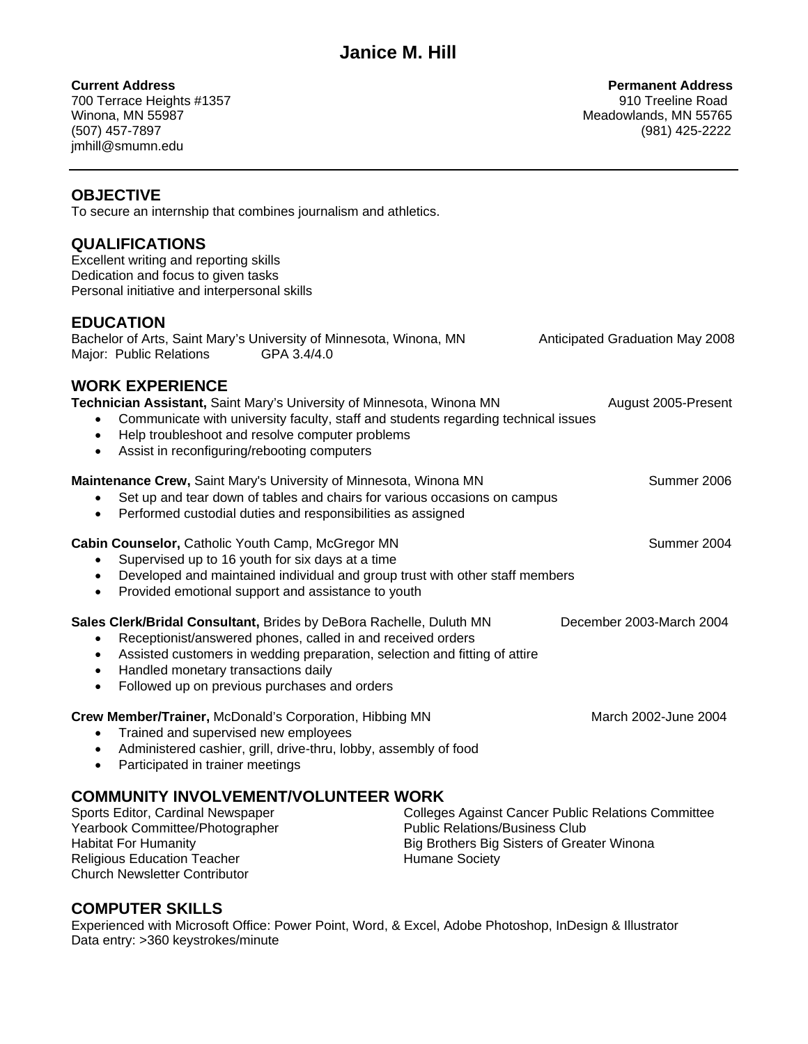# Janice M. Hill

**Current Address**
700 Terrace Heights #1357
Winona, MN 55987
(507) 457-7897
jmhill@smumn.edu

**Permanent Address**
910 Treeline Road
Meadowlands, MN 55765
(981) 425-2222

---

## OBJECTIVE

To secure an internship that combines journalism and athletics.

## QUALIFICATIONS

Excellent writing and reporting skills
Dedication and focus to given tasks
Personal initiative and interpersonal skills

## EDUCATION

Bachelor of Arts, Saint Mary's University of Minnesota, Winona, MN — Anticipated Graduation May 2008
Major: Public Relations — GPA 3.4/4.0

## WORK EXPERIENCE

**Technician Assistant,** Saint Mary's University of Minnesota, Winona MN — August 2005-Present

- Communicate with university faculty, staff and students regarding technical issues
- Help troubleshoot and resolve computer problems
- Assist in reconfiguring/rebooting computers

**Maintenance Crew,** Saint Mary's University of Minnesota, Winona MN — Summer 2006

- Set up and tear down of tables and chairs for various occasions on campus
- Performed custodial duties and responsibilities as assigned

**Cabin Counselor,** Catholic Youth Camp, McGregor MN — Summer 2004

- Supervised up to 16 youth for six days at a time
- Developed and maintained individual and group trust with other staff members
- Provided emotional support and assistance to youth

**Sales Clerk/Bridal Consultant,** Brides by DeBora Rachelle, Duluth MN — December 2003-March 2004

- Receptionist/answered phones, called in and received orders
- Assisted customers in wedding preparation, selection and fitting of attire
- Handled monetary transactions daily
- Followed up on previous purchases and orders

**Crew Member/Trainer,** McDonald's Corporation, Hibbing MN — March 2002-June 2004

- Trained and supervised new employees
- Administered cashier, grill, drive-thru, lobby, assembly of food
- Participated in trainer meetings

## COMMUNITY INVOLVEMENT/VOLUNTEER WORK

Sports Editor, Cardinal Newspaper
Yearbook Committee/Photographer
Habitat For Humanity
Religious Education Teacher
Church Newsletter Contributor
Colleges Against Cancer Public Relations Committee
Public Relations/Business Club
Big Brothers Big Sisters of Greater Winona
Humane Society

## COMPUTER SKILLS

Experienced with Microsoft Office: Power Point, Word, & Excel, Adobe Photoshop, InDesign & Illustrator
Data entry: >360 keystrokes/minute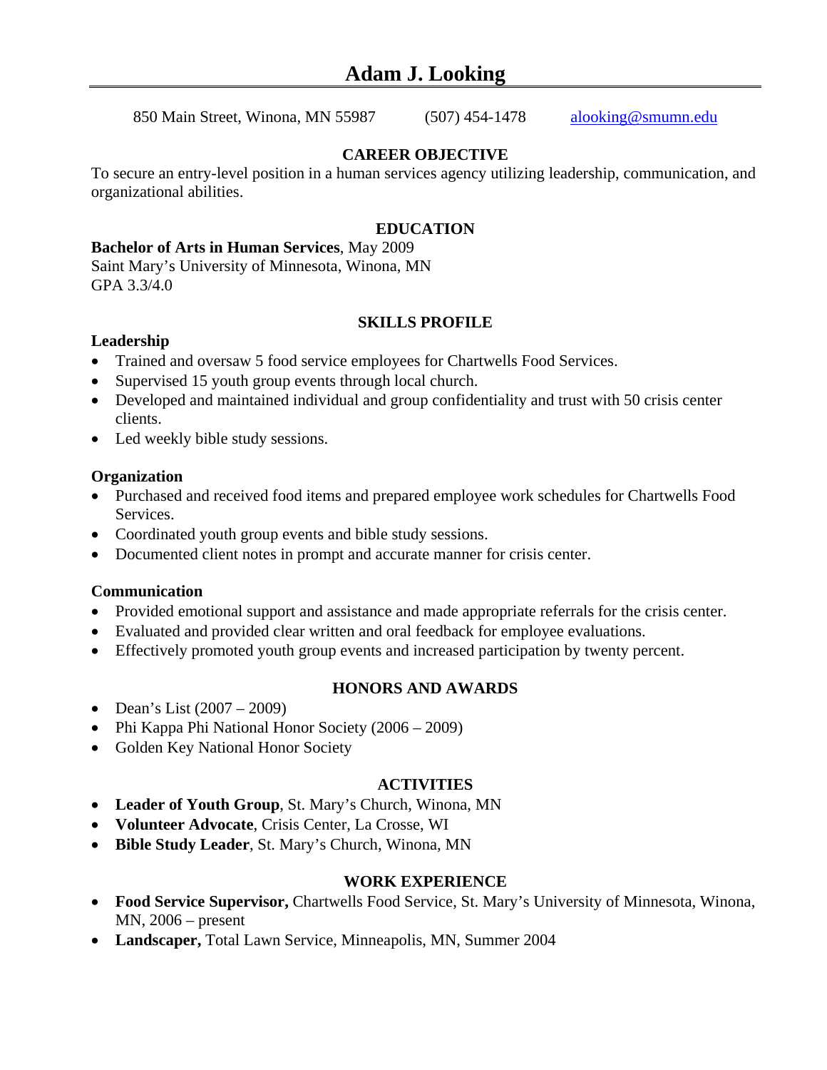# Adam J. Looking

850 Main Street, Winona, MN 55987 (507) 454-1478 alooking@smumn.edu

## CAREER OBJECTIVE

To secure an entry-level position in a human services agency utilizing leadership, communication, and organizational abilities.

## EDUCATION

**Bachelor of Arts in Human Services**, May 2009
Saint Mary's University of Minnesota, Winona, MN
GPA 3.3/4.0

## SKILLS PROFILE

**Leadership**

- Trained and oversaw 5 food service employees for Chartwells Food Services.
- Supervised 15 youth group events through local church.
- Developed and maintained individual and group confidentiality and trust with 50 crisis center clients.
- Led weekly bible study sessions.

**Organization**

- Purchased and received food items and prepared employee work schedules for Chartwells Food Services.
- Coordinated youth group events and bible study sessions.
- Documented client notes in prompt and accurate manner for crisis center.

**Communication**

- Provided emotional support and assistance and made appropriate referrals for the crisis center.
- Evaluated and provided clear written and oral feedback for employee evaluations.
- Effectively promoted youth group events and increased participation by twenty percent.

## HONORS AND AWARDS

- Dean's List (2007 – 2009)
- Phi Kappa Phi National Honor Society (2006 – 2009)
- Golden Key National Honor Society

## ACTIVITIES

- **Leader of Youth Group**, St. Mary's Church, Winona, MN
- **Volunteer Advocate**, Crisis Center, La Crosse, WI
- **Bible Study Leader**, St. Mary's Church, Winona, MN

## WORK EXPERIENCE

- **Food Service Supervisor,** Chartwells Food Service, St. Mary's University of Minnesota, Winona, MN, 2006 – present
- **Landscaper,** Total Lawn Service, Minneapolis, MN, Summer 2004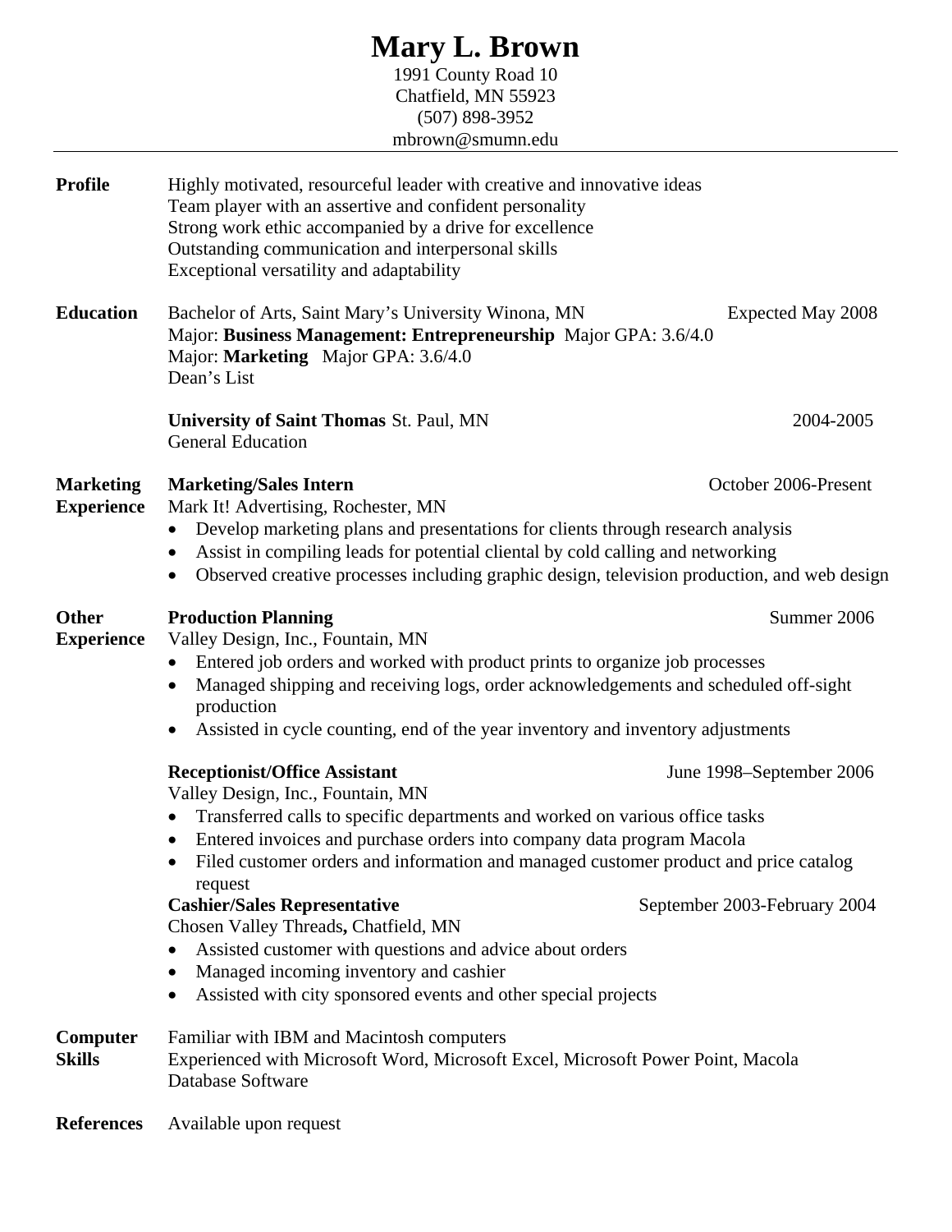# Mary L. Brown

1991 County Road 10
Chatfield, MN 55923
(507) 898-3952
mbrown@smumn.edu

---

**Profile**

Highly motivated, resourceful leader with creative and innovative ideas
Team player with an assertive and confident personality
Strong work ethic accompanied by a drive for excellence
Outstanding communication and interpersonal skills
Exceptional versatility and adaptability

**Education**

Bachelor of Arts, Saint Mary's University Winona, MN — Expected May 2008
Major: **Business Management: Entrepreneurship** Major GPA: 3.6/4.0
Major: **Marketing** Major GPA: 3.6/4.0
Dean's List

**University of Saint Thomas** St. Paul, MN — 2004-2005
General Education

**Marketing Experience**

**Marketing/Sales Intern** — October 2006-Present
Mark It! Advertising, Rochester, MN

- Develop marketing plans and presentations for clients through research analysis
- Assist in compiling leads for potential cliental by cold calling and networking
- Observed creative processes including graphic design, television production, and web design

**Other Experience**

**Production Planning** — Summer 2006
Valley Design, Inc., Fountain, MN

- Entered job orders and worked with product prints to organize job processes
- Managed shipping and receiving logs, order acknowledgements and scheduled off-sight production
- Assisted in cycle counting, end of the year inventory and inventory adjustments

**Receptionist/Office Assistant** — June 1998–September 2006
Valley Design, Inc., Fountain, MN

- Transferred calls to specific departments and worked on various office tasks
- Entered invoices and purchase orders into company data program Macola
- Filed customer orders and information and managed customer product and price catalog request

**Cashier/Sales Representative** — September 2003-February 2004
Chosen Valley Threads**,** Chatfield, MN

- Assisted customer with questions and advice about orders
- Managed incoming inventory and cashier
- Assisted with city sponsored events and other special projects

**Computer Skills**

Familiar with IBM and Macintosh computers
Experienced with Microsoft Word, Microsoft Excel, Microsoft Power Point, Macola Database Software

**References**

Available upon request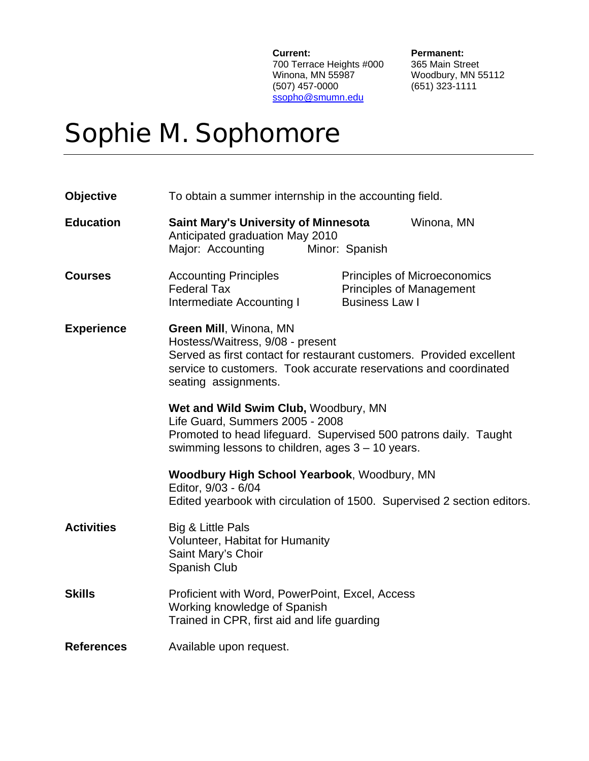**Current:**
700 Terrace Heights #000
Winona, MN 55987
(507) 457-0000
ssopho@smumn.edu

**Permanent:**
365 Main Street
Woodbury, MN 55112
(651) 323-1111

# Sophie M. Sophomore

---

**Objective**

To obtain a summer internship in the accounting field.

**Education**

**Saint Mary's University of Minnesota** Winona, MN
Anticipated graduation May 2010
Major: Accounting Minor: Spanish

**Courses**

- Accounting Principles
- Federal Tax
- Intermediate Accounting I
- Principles of Microeconomics
- Principles of Management
- Business Law I

**Experience**

**Green Mill**, Winona, MN
Hostess/Waitress, 9/08 - present
Served as first contact for restaurant customers. Provided excellent service to customers. Took accurate reservations and coordinated seating assignments.

**Wet and Wild Swim Club,** Woodbury, MN
Life Guard, Summers 2005 - 2008
Promoted to head lifeguard. Supervised 500 patrons daily. Taught swimming lessons to children, ages 3 – 10 years.

**Woodbury High School Yearbook**, Woodbury, MN
Editor, 9/03 - 6/04
Edited yearbook with circulation of 1500. Supervised 2 section editors.

**Activities**

Big & Little Pals
Volunteer, Habitat for Humanity
Saint Mary's Choir
Spanish Club

**Skills**

Proficient with Word, PowerPoint, Excel, Access
Working knowledge of Spanish
Trained in CPR, first aid and life guarding

**References**

Available upon request.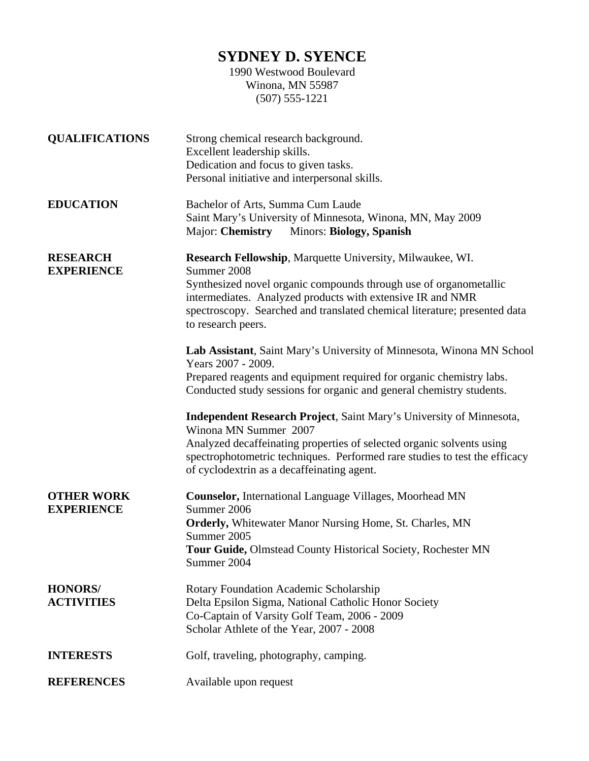# SYDNEY D. SYENCE

1990 Westwood Boulevard
Winona, MN 55987
(507) 555-1221

**QUALIFICATIONS**

Strong chemical research background.
Excellent leadership skills.
Dedication and focus to given tasks.
Personal initiative and interpersonal skills.

**EDUCATION**

Bachelor of Arts, Summa Cum Laude
Saint Mary's University of Minnesota, Winona, MN, May 2009
Major: **Chemistry** Minors: **Biology, Spanish**

**RESEARCH EXPERIENCE**

**Research Fellowship**, Marquette University, Milwaukee, WI.
Summer 2008
Synthesized novel organic compounds through use of organometallic intermediates. Analyzed products with extensive IR and NMR spectroscopy. Searched and translated chemical literature; presented data to research peers.

**Lab Assistant**, Saint Mary's University of Minnesota, Winona MN School Years 2007 - 2009.
Prepared reagents and equipment required for organic chemistry labs. Conducted study sessions for organic and general chemistry students.

**Independent Research Project**, Saint Mary's University of Minnesota, Winona MN Summer 2007
Analyzed decaffeinating properties of selected organic solvents using spectrophotometric techniques. Performed rare studies to test the efficacy of cyclodextrin as a decaffeinating agent.

**OTHER WORK EXPERIENCE**

**Counselor,** International Language Villages, Moorhead MN
Summer 2006
**Orderly,** Whitewater Manor Nursing Home, St. Charles, MN
Summer 2005
**Tour Guide,** Olmstead County Historical Society, Rochester MN
Summer 2004

**HONORS/ ACTIVITIES**

Rotary Foundation Academic Scholarship
Delta Epsilon Sigma, National Catholic Honor Society
Co-Captain of Varsity Golf Team, 2006 - 2009
Scholar Athlete of the Year, 2007 - 2008

**INTERESTS**

Golf, traveling, photography, camping.

**REFERENCES**

Available upon request